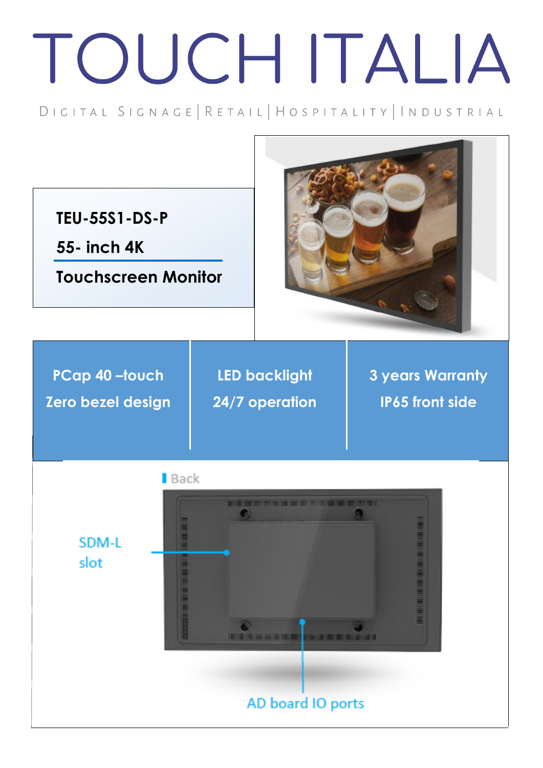# TOUCH ITALIA

DIGITAL SIGNAGE | RETAIL | HOSPITALITY | INDUSTRIAL

**TEU-55S1-DS-P**

**55- inch 4K**

**Touchscreen Monitor**

| PCap 40 –touch<br>Zero bezel design | LED backlight<br>24/7 operation | 3 years Warranty<br>IP65 front side |
|---|---|---|

Back

SDM-L slot

AD board IO ports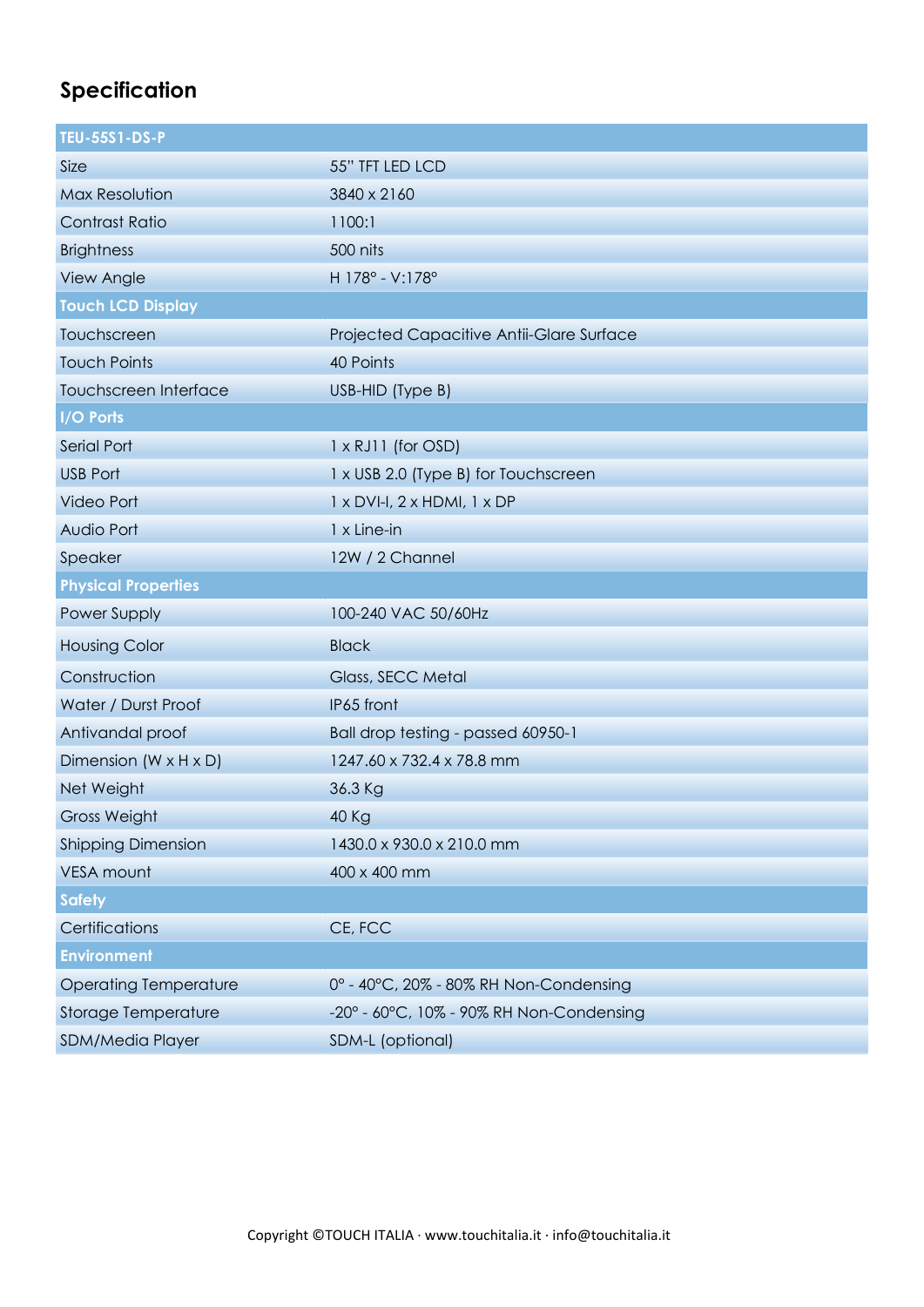## Specification

| TEU-55S1-DS-P | |
|---|---|
| Size | 55" TFT LED LCD |
| Max Resolution | 3840 x 2160 |
| Contrast Ratio | 1100:1 |
| Brightness | 500 nits |
| View Angle | H 178° - V:178° |
| **Touch LCD Display** | |
| Touchscreen | Projected Capacitive Antii-Glare Surface |
| Touch Points | 40 Points |
| Touchscreen Interface | USB-HID (Type B) |
| **I/O Ports** | |
| Serial Port | 1 x RJ11 (for OSD) |
| USB Port | 1 x USB 2.0 (Type B) for Touchscreen |
| Video Port | 1 x DVI-I, 2 x HDMI, 1 x DP |
| Audio Port | 1 x Line-in |
| Speaker | 12W / 2 Channel |
| **Physical Properties** | |
| Power Supply | 100-240 VAC 50/60Hz |
| Housing Color | Black |
| Construction | Glass, SECC Metal |
| Water / Durst Proof | IP65 front |
| Antivandal proof | Ball drop testing - passed 60950-1 |
| Dimension (W x H x D) | 1247.60 x 732.4 x 78.8 mm |
| Net Weight | 36.3 Kg |
| Gross Weight | 40 Kg |
| Shipping Dimension | 1430.0 x 930.0 x 210.0 mm |
| VESA mount | 400 x 400 mm |
| **Safety** | |
| Certifications | CE, FCC |
| **Environment** | |
| Operating Temperature | 0° - 40°C, 20% - 80% RH Non-Condensing |
| Storage Temperature | -20° - 60°C, 10% - 90% RH Non-Condensing |
| SDM/Media Player | SDM-L (optional) |

Copyright ©TOUCH ITALIA · www.touchitalia.it · info@touchitalia.it